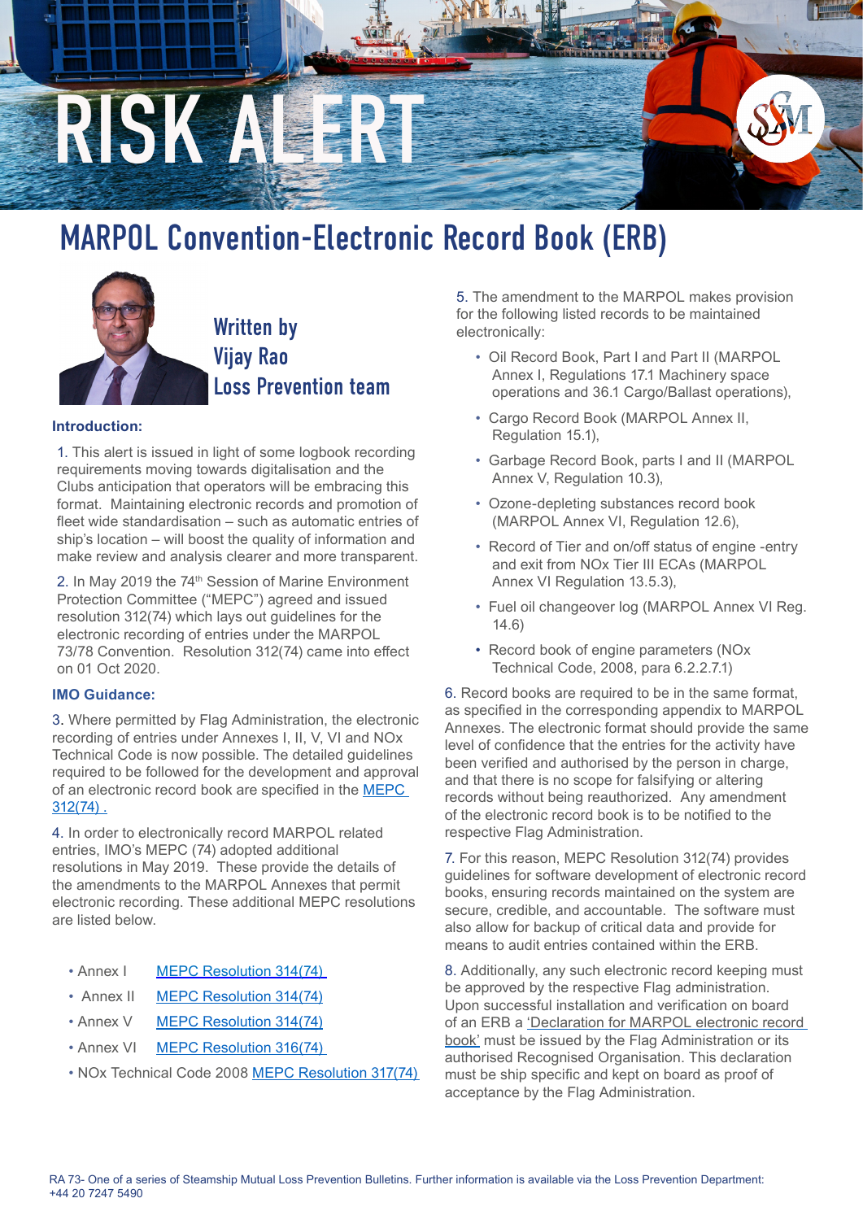# RISK ALERT

# MARPOL Convention-Electronic Record Book (ERB)

**Written by Vijay Rao Loss Prevention team**

### Introduction:

1. This alert is issued in light of some logbook recording requirements moving towards digitalisation and the Clubs anticipation that operators will be embracing this format. Maintaining electronic records and promotion of fleet wide standardisation – such as automatic entries of ship's location – will boost the quality of information and make review and analysis clearer and more transparent.

2. In May 2019 the 74th Session of Marine Environment Protection Committee ("MEPC") agreed and issued resolution 312(74) which lays out guidelines for the electronic recording of entries under the MARPOL 73/78 Convention. Resolution 312(74) came into effect on 01 Oct 2020.

### IMO Guidance:

3. Where permitted by Flag Administration, the electronic recording of entries under Annexes I, II, V, VI and NOx Technical Code is now possible. The detailed guidelines required to be followed for the development and approval of an electronic record book are specified in the [MEPC 312(74)](#) .

4. In order to electronically record MARPOL related entries, IMO's MEPC (74) adopted additional resolutions in May 2019. These provide the details of the amendments to the MARPOL Annexes that permit electronic recording. These additional MEPC resolutions are listed below.

- Annex I [MEPC Resolution 314(74)](#)
- Annex II [MEPC Resolution 314(74)](#)
- Annex V [MEPC Resolution 314(74)](#)
- Annex VI [MEPC Resolution 316(74)](#)
- NOx Technical Code 2008 [MEPC Resolution 317(74)](#)

5. The amendment to the MARPOL makes provision for the following listed records to be maintained electronically:

- Oil Record Book, Part I and Part II (MARPOL Annex I, Regulations 17.1 Machinery space operations and 36.1 Cargo/Ballast operations),
- Cargo Record Book (MARPOL Annex II, Regulation 15.1),
- Garbage Record Book, parts I and II (MARPOL Annex V, Regulation 10.3),
- Ozone-depleting substances record book (MARPOL Annex VI, Regulation 12.6),
- Record of Tier and on/off status of engine -entry and exit from NOx Tier III ECAs (MARPOL Annex VI Regulation 13.5.3),
- Fuel oil changeover log (MARPOL Annex VI Reg. 14.6)
- Record book of engine parameters (NOx Technical Code, 2008, para 6.2.2.7.1)

6. Record books are required to be in the same format, as specified in the corresponding appendix to MARPOL Annexes. The electronic format should provide the same level of confidence that the entries for the activity have been verified and authorised by the person in charge, and that there is no scope for falsifying or altering records without being reauthorized. Any amendment of the electronic record book is to be notified to the respective Flag Administration.

7. For this reason, MEPC Resolution 312(74) provides guidelines for software development of electronic record books, ensuring records maintained on the system are secure, credible, and accountable. The software must also allow for backup of critical data and provide for means to audit entries contained within the ERB.

8. Additionally, any such electronic record keeping must be approved by the respective Flag Administration. Upon successful installation and verification on board of an ERB a ['Declaration for MARPOL electronic record book'](#) must be issued by the Flag Administration or its authorised Recognised Organisation. This declaration must be ship specific and kept on board as proof of acceptance by the Flag Administration.

RA 73- One of a series of Steamship Mutual Loss Prevention Bulletins. Further information is available via the Loss Prevention Department: +44 20 7247 5490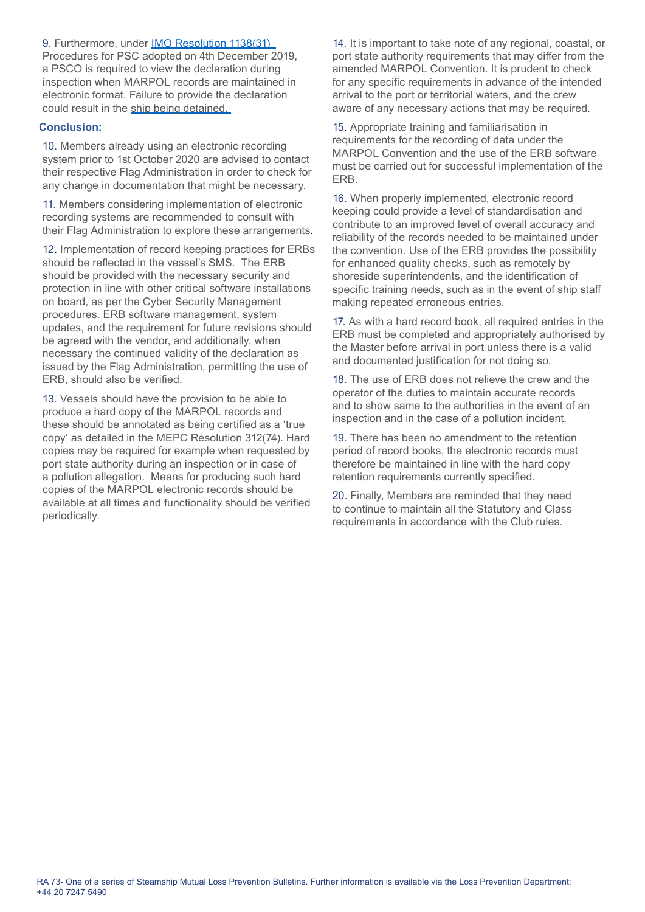9. Furthermore, under IMO Resolution 1138(31) Procedures for PSC adopted on 4th December 2019, a PSCO is required to view the declaration during inspection when MARPOL records are maintained in electronic format. Failure to provide the declaration could result in the ship being detained.

**Conclusion:**

10. Members already using an electronic recording system prior to 1st October 2020 are advised to contact their respective Flag Administration in order to check for any change in documentation that might be necessary.

11. Members considering implementation of electronic recording systems are recommended to consult with their Flag Administration to explore these arrangements.

12. Implementation of record keeping practices for ERBs should be reflected in the vessel's SMS. The ERB should be provided with the necessary security and protection in line with other critical software installations on board, as per the Cyber Security Management procedures. ERB software management, system updates, and the requirement for future revisions should be agreed with the vendor, and additionally, when necessary the continued validity of the declaration as issued by the Flag Administration, permitting the use of ERB, should also be verified.

13. Vessels should have the provision to be able to produce a hard copy of the MARPOL records and these should be annotated as being certified as a 'true copy' as detailed in the MEPC Resolution 312(74). Hard copies may be required for example when requested by port state authority during an inspection or in case of a pollution allegation. Means for producing such hard copies of the MARPOL electronic records should be available at all times and functionality should be verified periodically.

14. It is important to take note of any regional, coastal, or port state authority requirements that may differ from the amended MARPOL Convention. It is prudent to check for any specific requirements in advance of the intended arrival to the port or territorial waters, and the crew aware of any necessary actions that may be required.

15. Appropriate training and familiarisation in requirements for the recording of data under the MARPOL Convention and the use of the ERB software must be carried out for successful implementation of the ERB.

16. When properly implemented, electronic record keeping could provide a level of standardisation and contribute to an improved level of overall accuracy and reliability of the records needed to be maintained under the convention. Use of the ERB provides the possibility for enhanced quality checks, such as remotely by shoreside superintendents, and the identification of specific training needs, such as in the event of ship staff making repeated erroneous entries.

17. As with a hard record book, all required entries in the ERB must be completed and appropriately authorised by the Master before arrival in port unless there is a valid and documented justification for not doing so.

18. The use of ERB does not relieve the crew and the operator of the duties to maintain accurate records and to show same to the authorities in the event of an inspection and in the case of a pollution incident.

19. There has been no amendment to the retention period of record books, the electronic records must therefore be maintained in line with the hard copy retention requirements currently specified.

20. Finally, Members are reminded that they need to continue to maintain all the Statutory and Class requirements in accordance with the Club rules.

RA 73- One of a series of Steamship Mutual Loss Prevention Bulletins. Further information is available via the Loss Prevention Department: +44 20 7247 5490